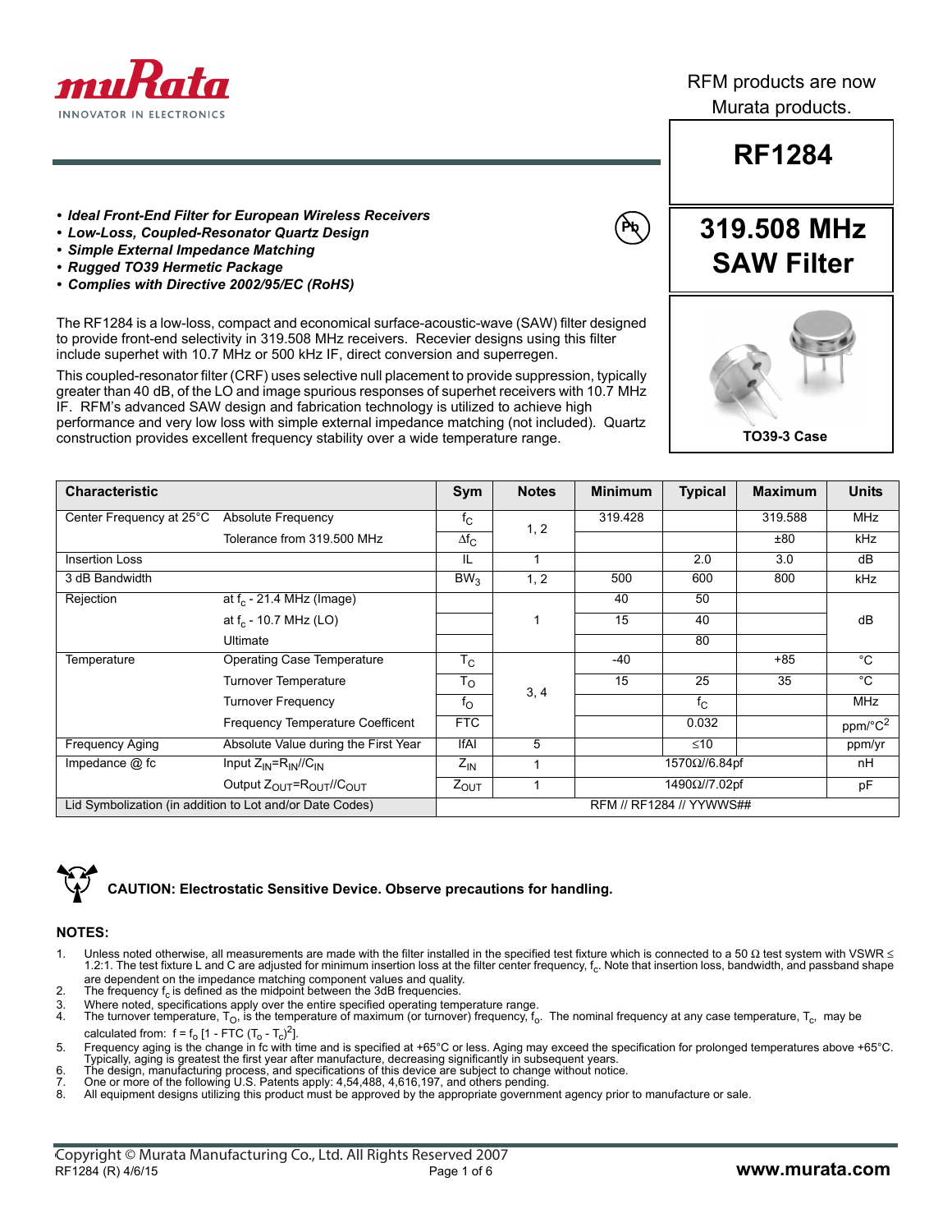RFM products are now Murata products.

# RF1284

## 319.508 MHz SAW Filter

- ***Ideal Front-End Filter for European Wireless Receivers***
- ***Low-Loss, Coupled-Resonator Quartz Design***
- ***Simple External Impedance Matching***
- ***Rugged TO39 Hermetic Package***
- ***Complies with Directive 2002/95/EC (RoHS)***

The RF1284 is a low-loss, compact and economical surface-acoustic-wave (SAW) filter designed to provide front-end selectivity in 319.508 MHz receivers. Recevier designs using this filter include superhet with 10.7 MHz or 500 kHz IF, direct conversion and superregen.

This coupled-resonator filter (CRF) uses selective null placement to provide suppression, typically greater than 40 dB, of the LO and image spurious responses of superhet receivers with 10.7 MHz IF. RFM's advanced SAW design and fabrication technology is utilized to achieve high performance and very low loss with simple external impedance matching (not included). Quartz construction provides excellent frequency stability over a wide temperature range.

TO39-3 Case

| Characteristic | | Sym | Notes | Minimum | Typical | Maximum | Units |
|---|---|---|---|---|---|---|---|
| Center Frequency at 25°C | Absolute Frequency | $f_C$ | 1, 2 | 319.428 | | 319.588 | MHz |
| | Tolerance from 319.500 MHz | $\Delta f_C$ | | | | ±80 | kHz |
| Insertion Loss | | IL | 1 | | 2.0 | 3.0 | dB |
| 3 dB Bandwidth | | $BW_3$ | 1, 2 | 500 | 600 | 800 | kHz |
| Rejection | at $f_c$ - 21.4 MHz (Image) | | 1 | 40 | 50 | | dB |
| | at $f_c$ - 10.7 MHz (LO) | | | 15 | 40 | | |
| | Ultimate | | | | 80 | | |
| Temperature | Operating Case Temperature | $T_C$ | 3, 4 | -40 | | +85 | °C |
| | Turnover Temperature | $T_O$ | | 15 | 25 | 35 | °C |
| | Turnover Frequency | $f_O$ | | | $f_C$ | | MHz |
| | Frequency Temperature Coefficent | FTC | | | 0.032 | | ppm/°C$^2$ |
| Frequency Aging | Absolute Value during the First Year | \|fA\| | 5 | | ≤10 | | ppm/yr |
| Impedance @ fc | Input $Z_{IN}=R_{IN}//C_{IN}$ | $Z_{IN}$ | 1 | 1570Ω//6.84pf | | | nH |
| | Output $Z_{OUT}=R_{OUT}//C_{OUT}$ | $Z_{OUT}$ | 1 | 1490Ω//7.02pf | | | pF |
| Lid Symbolization (in addition to Lot and/or Date Codes) | | RFM // RF1284 // YYWWS## | | | | | |

**CAUTION: Electrostatic Sensitive Device. Observe precautions for handling.**

### NOTES:

1. Unless noted otherwise, all measurements are made with the filter installed in the specified test fixture which is connected to a 50 Ω test system with VSWR ≤ 1.2:1. The test fixture L and C are adjusted for minimum insertion loss at the filter center frequency, $f_c$. Note that insertion loss, bandwidth, and passband shape are dependent on the impedance matching component values and quality.
2. The frequency $f_c$ is defined as the midpoint between the 3dB frequencies.
3. Where noted, specifications apply over the entire specified operating temperature range.
4. The turnover temperature, $T_O$, is the temperature of maximum (or turnover) frequency, $f_o$. The nominal frequency at any case temperature, $T_c$, may be calculated from: $f = f_o [1 - FTC (T_o - T_c)^2]$.
5. Frequency aging is the change in fc with time and is specified at +65°C or less. Aging may exceed the specification for prolonged temperatures above +65°C. Typically, aging is greatest the first year after manufacture, decreasing significantly in subsequent years.
6. The design, manufacturing process, and specifications of this device are subject to change without notice.
7. One or more of the following U.S. Patents apply: 4,54,488, 4,616,197, and others pending.
8. All equipment designs utilizing this product must be approved by the appropriate government agency prior to manufacture or sale.

Copyright © Murata Manufacturing Co., Ltd. All Rights Reserved 2007
RF1284 (R) 4/6/15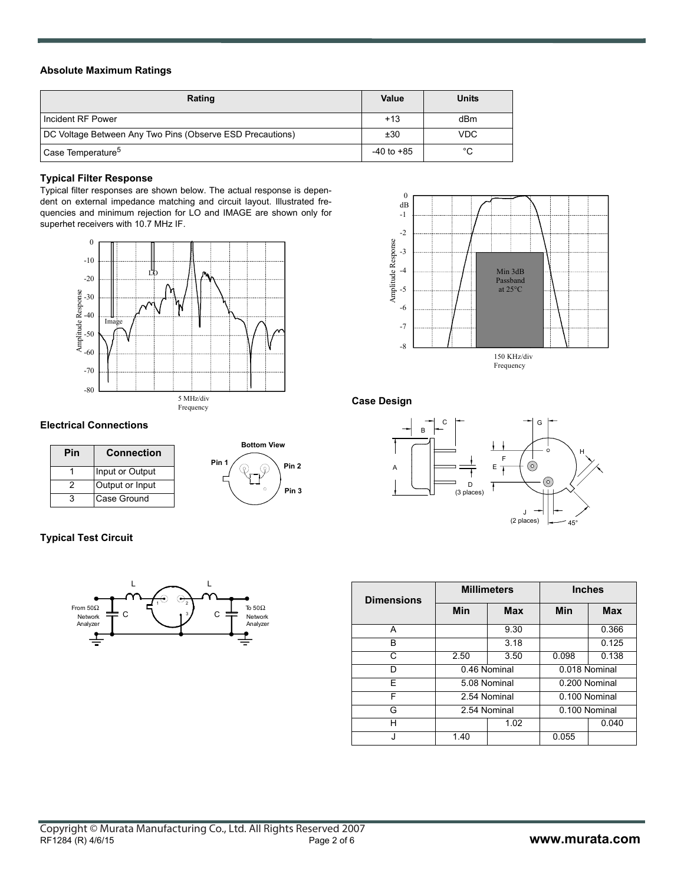### Absolute Maximum Ratings

| Rating | Value | Units |
|---|---|---|
| Incident RF Power | +13 | dBm |
| DC Voltage Between Any Two Pins (Observe ESD Precautions) | ±30 | VDC |
| Case Temperature[5] | -40 to +85 | °C |

### Typical Filter Response

Typical filter responses are shown below. The actual response is dependent on external impedance matching and circuit layout. Illustrated frequencies and minimum rejection for LO and IMAGE are shown only for superhet receivers with 10.7 MHz IF.

### Electrical Connections

| Pin | Connection |
|---|---|
| 1 | Input or Output |
| 2 | Output or Input |
| 3 | Case Ground |

### Typical Test Circuit

### Case Design

| Dimensions | Millimeters | | Inches | |
|---|---|---|---|---|
| | Min | Max | Min | Max |
| A | | 9.30 | | 0.366 |
| B | | 3.18 | | 0.125 |
| C | 2.50 | 3.50 | 0.098 | 0.138 |
| D | 0.46 Nominal | | 0.018 Nominal | |
| E | 5.08 Nominal | | 0.200 Nominal | |
| F | 2.54 Nominal | | 0.100 Nominal | |
| G | 2.54 Nominal | | 0.100 Nominal | |
| H | | 1.02 | | 0.040 |
| J | 1.40 | | 0.055 | |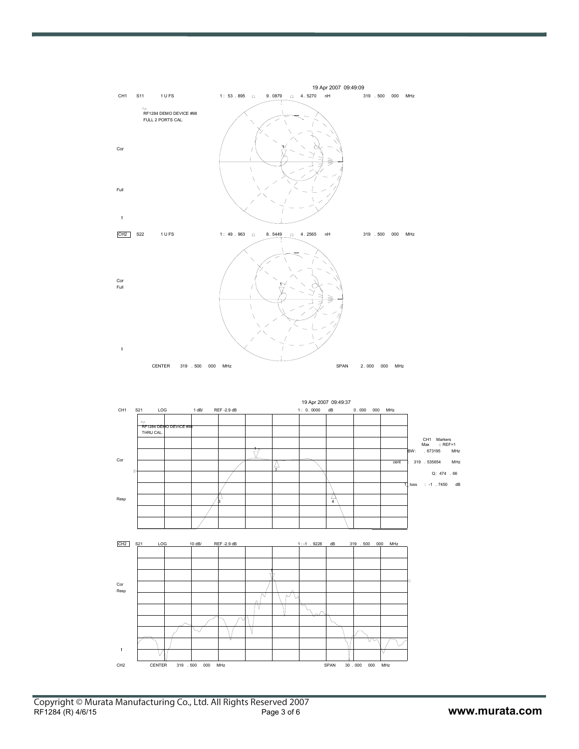19 Apr 2007 09:49:09

CH1 S11 1 U FS 1: 53 . 895 Ω 9 . 0879 Ω 4 . 5270 nH 319 . 500 000 MHz

RF1284 DEMO DEVICE #98

FULL 2 PORTS CAL.

Cor

Full

1

CH2 S22 1 U FS 1: 49 . 963 Ω 8 . 5449 Ω 4 . 2565 nH 319 . 500 000 MHz

Cor

Full

1

CENTER 319 . 500 000 MHz SPAN 2 . 000 000 MHz

19 Apr 2007 09:49:37

CH1 S21 LOG 1 dB/ REF -2.9 dB 1: 0. 0000 dB 0 . 000 000 MHz

RF1284 DEMO DEVICE #98

THRU CAL.

Cor

Resp

CH1 Markers

Max △ REF=1

BW: . 673195 MHz

cent : 319 . 535654 MHz

Q: 474 . 66

1_loss : -1 . 7450 dB

CH2 S21 LOG 10 dB/ REF -2.9 dB 1: -1 . 9228 dB 319 . 500 000 MHz

Cor

Resp

1

CH2 CENTER 319 . 500 000 MHz SPAN 30 . 000 000 MHz

Copyright © Murata Manufacturing Co., Ltd. All Rights Reserved 2007

RF1284 (R) 4/6/15

www.murata.com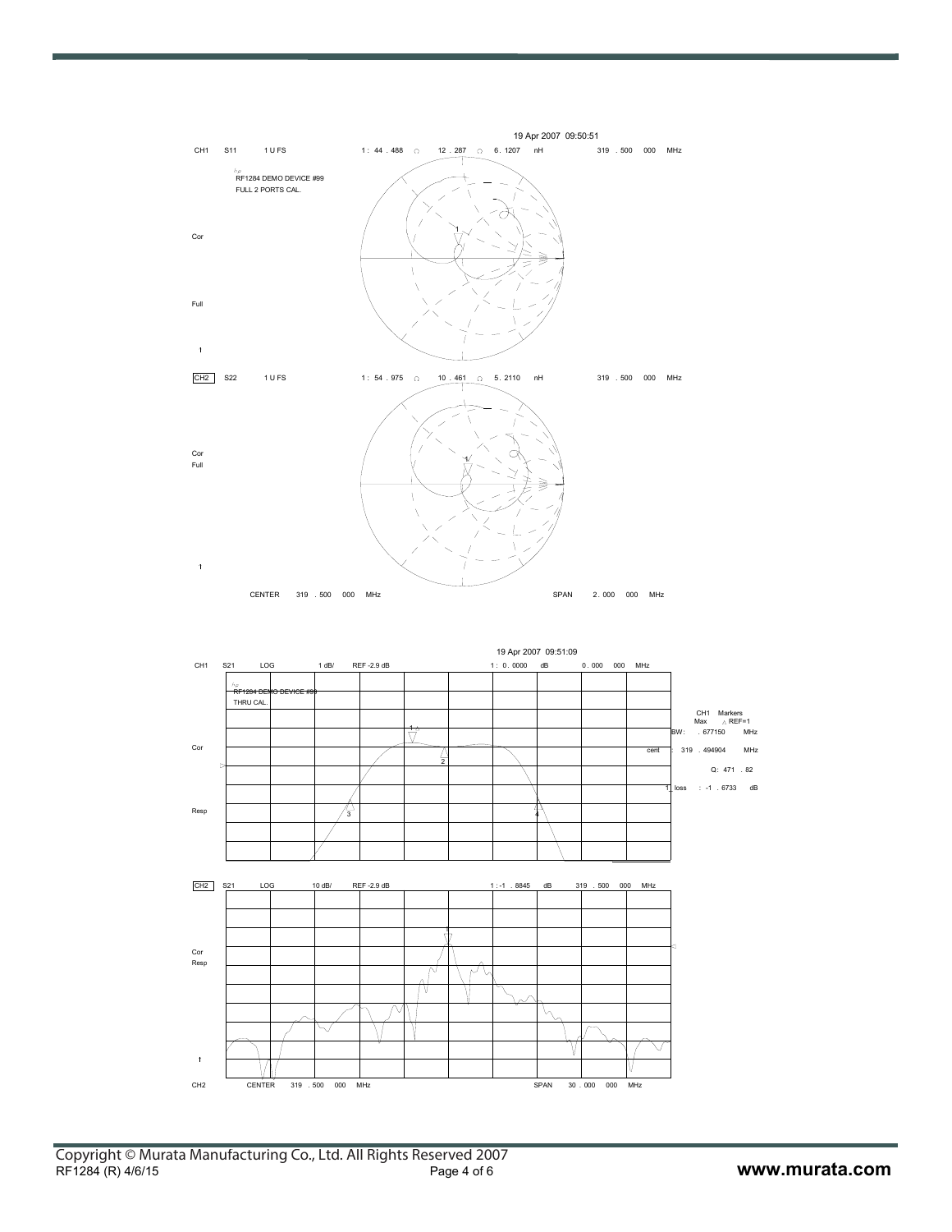19 Apr 2007 09:50:51

CH1 S11 1 U FS 1: 44 . 488 Ω 12 . 287 Ω 6. 1207 nH 319 . 500 000 MHz

RF1284 DEMO DEVICE #99
FULL 2 PORTS CAL.

Cor

Full

CH2 S22 1 U FS 1: 54 . 975 Ω 10 . 461 Ω 5. 2110 nH 319 . 500 000 MHz

Cor
Full

CENTER 319 . 500 000 MHz SPAN 2. 000 000 MHz

19 Apr 2007 09:51:09

CH1 S21 LOG 1 dB/ REF -2.9 dB 1: 0. 0000 dB 0. 000 000 MHz

RF1284 DEMO DEVICE #99
THRU CAL.

CH1 Markers
Max Δ REF=1
BW: . 677150 MHz
cent : 319 . 494904 MHz
Q: 471 . 82
I_loss : -1 . 6733 dB

Cor

Resp

CH2 S21 LOG 10 dB/ REF -2.9 dB 1: -1 . 8845 dB 319 . 500 000 MHz

Cor
Resp

CH2 CENTER 319 . 500 000 MHz SPAN 30 . 000 000 MHz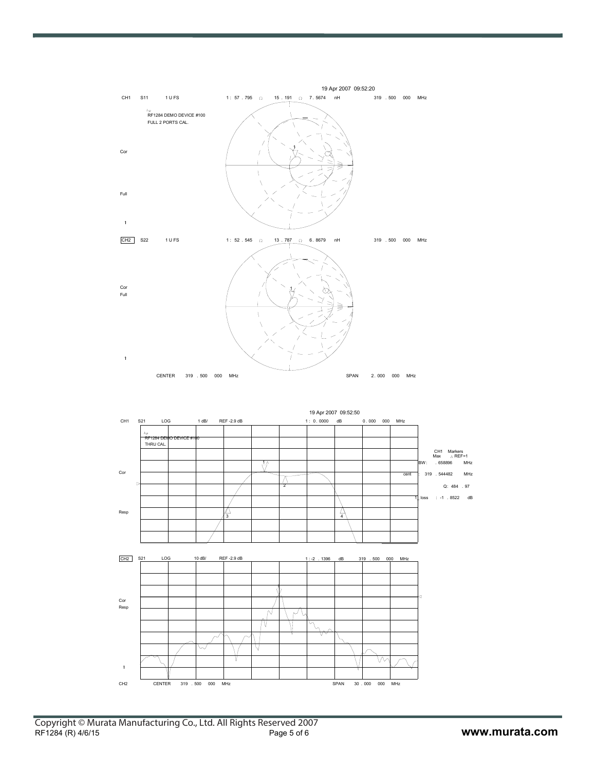19 Apr 2007 09:52:20

CH1 S11 1 U FS 1 : 57 . 795 Ω 15 . 191 Ω 7 . 5674 nH 319 . 500 000 MHz

RF1284 DEMO DEVICE #100
FULL 2 PORTS CAL.

Cor

Full

CH2 S22 1 U FS 1 : 52 . 545 Ω 13 . 787 Ω 6 . 8679 nH 319 . 500 000 MHz

Cor
Full

CENTER 319 . 500 000 MHz SPAN 2 . 000 000 MHz

19 Apr 2007 09:52:50

CH1 S21 LOG 1 dB/ REF -2.9 dB 1 : 0 . 0000 dB 0 . 000 000 MHz

RF1284 DEMO DEVICE #100
THRU CAL.

CH1 Markers
Max △ REF=1
BW : . 658896 MHz
cent : 319 . 544482 MHz
Q : 484 . 97
1_loss : -1 . 8522 dB

Cor

Resp

CH2 S21 LOG 10 dB/ REF -2.9 dB 1 : -2 . 1396 dB 319 . 500 000 MHz

Cor
Resp

CH2 CENTER 319 . 500 000 MHz SPAN 30 . 000 000 MHz

Copyright © Murata Manufacturing Co., Ltd. All Rights Reserved 2007
RF1284 (R) 4/6/15
www.murata.com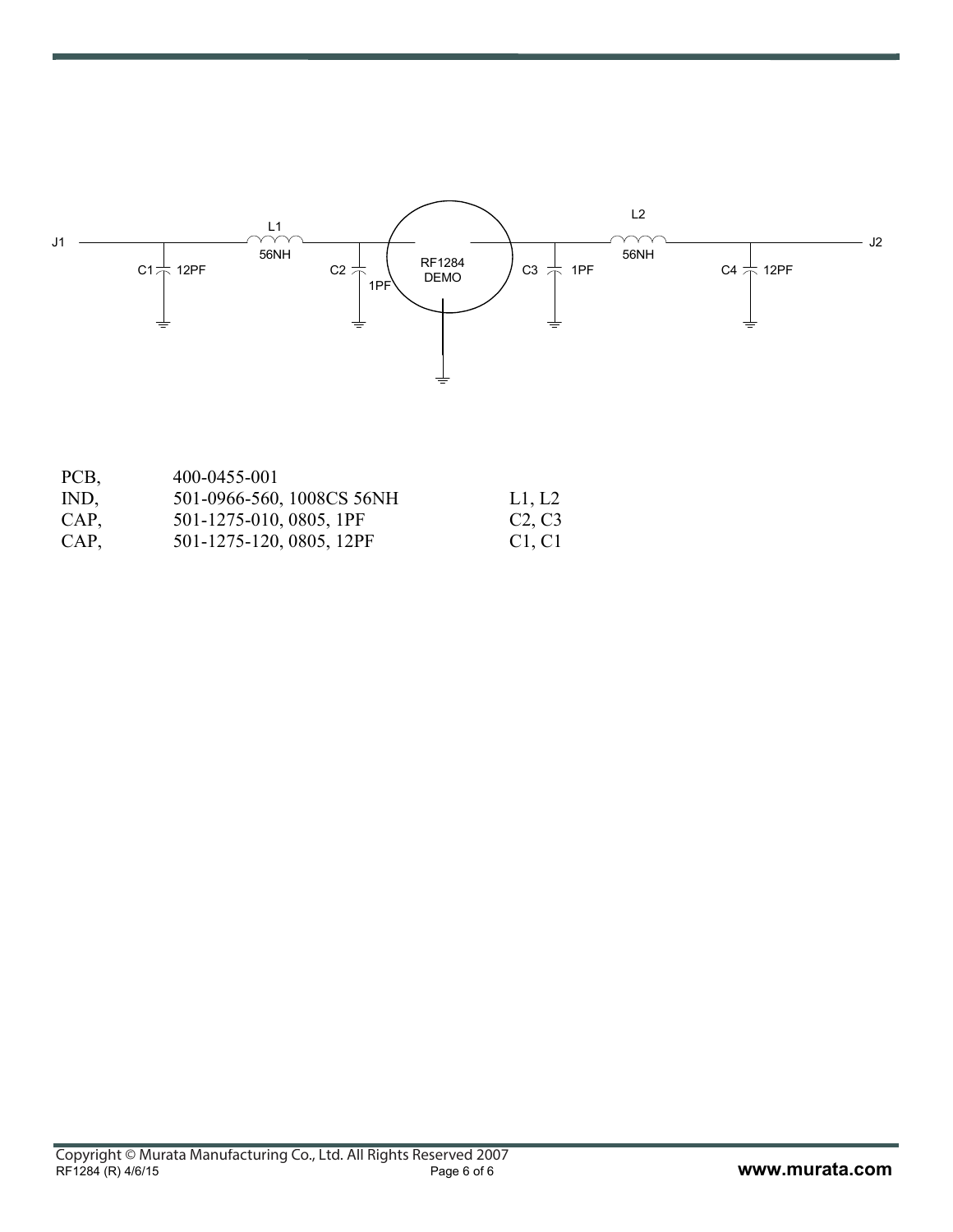J1 — C1 12PF — L1 56NH — C2 1PF — RF1284 DEMO — C3 1PF — L2 56NH — C4 12PF — J2

| | | |
|---|---|---|
| PCB, | 400-0455-001 | |
| IND, | 501-0966-560, 1008CS 56NH | L1, L2 |
| CAP, | 501-1275-010, 0805, 1PF | C2, C3 |
| CAP, | 501-1275-120, 0805, 12PF | C1, C1 |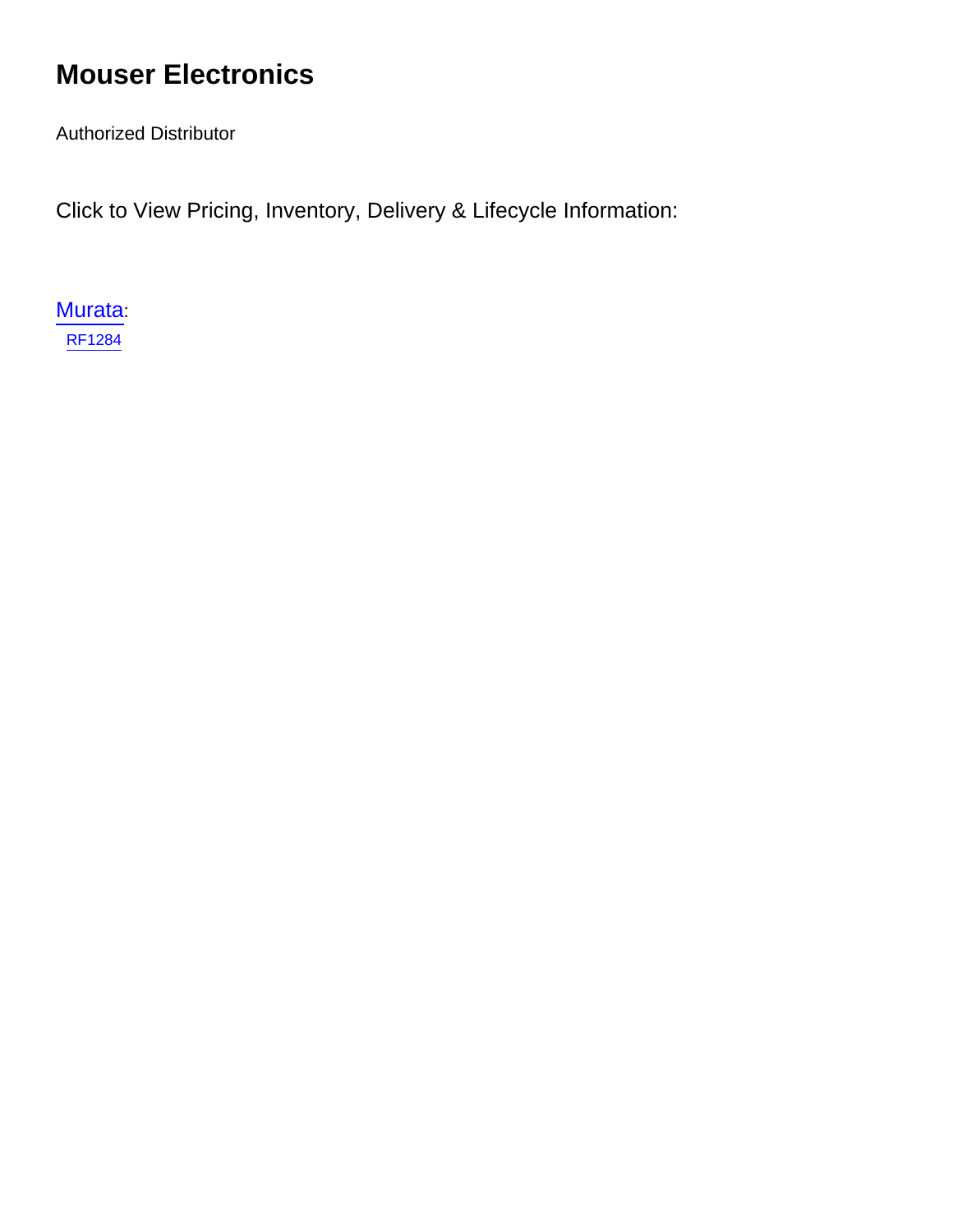# Mouser Electronics

Authorized Distributor

Click to View Pricing, Inventory, Delivery & Lifecycle Information:

Murata:

RF1284